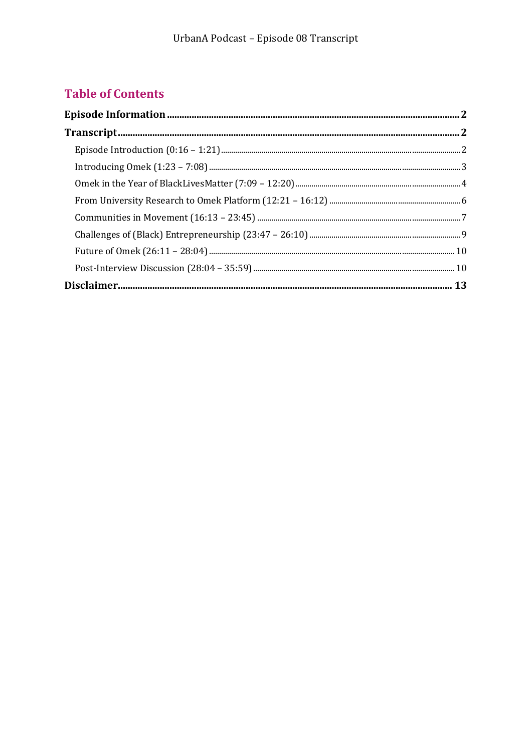## Table of Contents

**Episode Information** .......... **2**

**Transcript** .......... **2**

- Episode Introduction (0:16 – 1:21) .......... 2
- Introducing Omek (1:23 – 7:08) .......... 3
- Omek in the Year of BlackLivesMatter (7:09 – 12:20) .......... 4
- From University Research to Omek Platform (12:21 – 16:12) .......... 6
- Communities in Movement (16:13 – 23:45) .......... 7
- Challenges of (Black) Entrepreneurship (23:47 – 26:10) .......... 9
- Future of Omek (26:11 – 28:04) .......... 10
- Post-Interview Discussion (28:04 – 35:59) .......... 10

**Disclaimer** .......... **13**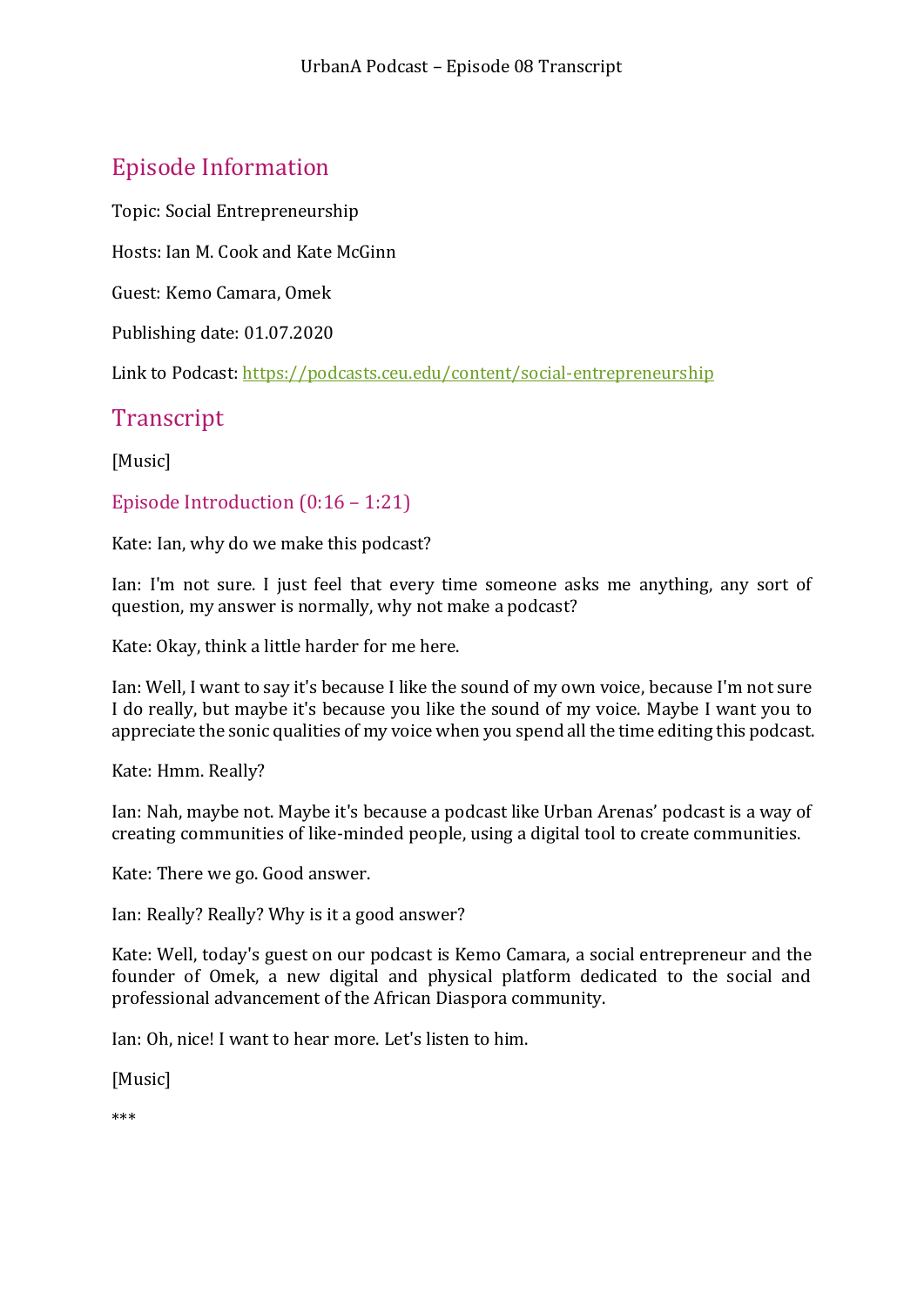## Episode Information

Topic: Social Entrepreneurship

Hosts: Ian M. Cook and Kate McGinn

Guest: Kemo Camara, Omek

Publishing date: 01.07.2020

Link to Podcast: [https://podcasts.ceu.edu/content/social-entrepreneurship](https://podcasts.ceu.edu/content/social-entrepreneurship)

## Transcript

[Music]

### Episode Introduction (0:16 – 1:21)

Kate: Ian, why do we make this podcast?

Ian: I'm not sure. I just feel that every time someone asks me anything, any sort of question, my answer is normally, why not make a podcast?

Kate: Okay, think a little harder for me here.

Ian: Well, I want to say it's because I like the sound of my own voice, because I'm not sure I do really, but maybe it's because you like the sound of my voice. Maybe I want you to appreciate the sonic qualities of my voice when you spend all the time editing this podcast.

Kate: Hmm. Really?

Ian: Nah, maybe not. Maybe it's because a podcast like Urban Arenas' podcast is a way of creating communities of like-minded people, using a digital tool to create communities.

Kate: There we go. Good answer.

Ian: Really? Really? Why is it a good answer?

Kate: Well, today's guest on our podcast is Kemo Camara, a social entrepreneur and the founder of Omek, a new digital and physical platform dedicated to the social and professional advancement of the African Diaspora community.

Ian: Oh, nice! I want to hear more. Let's listen to him.

[Music]

***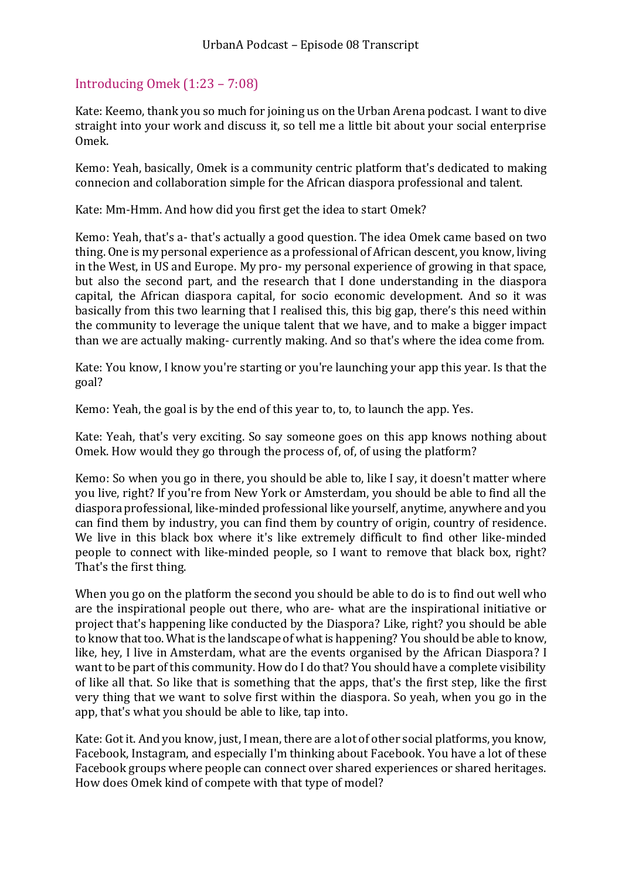## Introducing Omek (1:23 – 7:08)

Kate: Keemo, thank you so much for joining us on the Urban Arena podcast. I want to dive straight into your work and discuss it, so tell me a little bit about your social enterprise Omek.

Kemo: Yeah, basically, Omek is a community centric platform that's dedicated to making connecion and collaboration simple for the African diaspora professional and talent.

Kate: Mm-Hmm. And how did you first get the idea to start Omek?

Kemo: Yeah, that's a- that's actually a good question. The idea Omek came based on two thing. One is my personal experience as a professional of African descent, you know, living in the West, in US and Europe. My pro- my personal experience of growing in that space, but also the second part, and the research that I done understanding in the diaspora capital, the African diaspora capital, for socio economic development. And so it was basically from this two learning that I realised this, this big gap, there's this need within the community to leverage the unique talent that we have, and to make a bigger impact than we are actually making- currently making. And so that's where the idea come from.

Kate: You know, I know you're starting or you're launching your app this year. Is that the goal?

Kemo: Yeah, the goal is by the end of this year to, to, to launch the app. Yes.

Kate: Yeah, that's very exciting. So say someone goes on this app knows nothing about Omek. How would they go through the process of, of, of using the platform?

Kemo: So when you go in there, you should be able to, like I say, it doesn't matter where you live, right? If you're from New York or Amsterdam, you should be able to find all the diaspora professional, like-minded professional like yourself, anytime, anywhere and you can find them by industry, you can find them by country of origin, country of residence. We live in this black box where it's like extremely difficult to find other like-minded people to connect with like-minded people, so I want to remove that black box, right? That's the first thing.

When you go on the platform the second you should be able to do is to find out well who are the inspirational people out there, who are- what are the inspirational initiative or project that's happening like conducted by the Diaspora? Like, right? you should be able to know that too. What is the landscape of what is happening? You should be able to know, like, hey, I live in Amsterdam, what are the events organised by the African Diaspora? I want to be part of this community. How do I do that? You should have a complete visibility of like all that. So like that is something that the apps, that's the first step, like the first very thing that we want to solve first within the diaspora. So yeah, when you go in the app, that's what you should be able to like, tap into.

Kate: Got it. And you know, just, I mean, there are a lot of other social platforms, you know, Facebook, Instagram, and especially I'm thinking about Facebook. You have a lot of these Facebook groups where people can connect over shared experiences or shared heritages. How does Omek kind of compete with that type of model?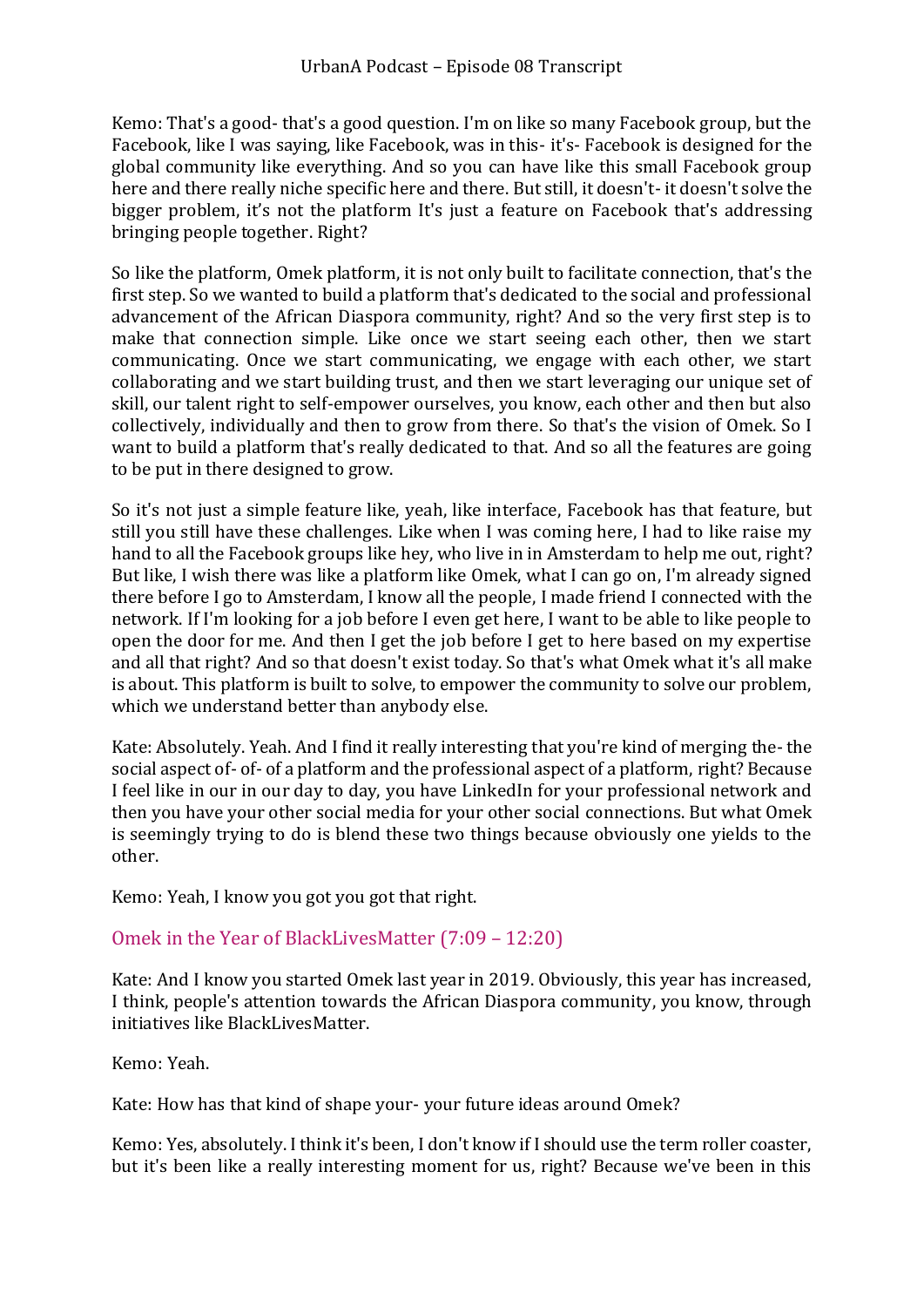Kemo: That's a good- that's a good question. I'm on like so many Facebook group, but the Facebook, like I was saying, like Facebook, was in this- it's- Facebook is designed for the global community like everything. And so you can have like this small Facebook group here and there really niche specific here and there. But still, it doesn't- it doesn't solve the bigger problem, it's not the platform It's just a feature on Facebook that's addressing bringing people together. Right?

So like the platform, Omek platform, it is not only built to facilitate connection, that's the first step. So we wanted to build a platform that's dedicated to the social and professional advancement of the African Diaspora community, right? And so the very first step is to make that connection simple. Like once we start seeing each other, then we start communicating. Once we start communicating, we engage with each other, we start collaborating and we start building trust, and then we start leveraging our unique set of skill, our talent right to self-empower ourselves, you know, each other and then but also collectively, individually and then to grow from there. So that's the vision of Omek. So I want to build a platform that's really dedicated to that. And so all the features are going to be put in there designed to grow.

So it's not just a simple feature like, yeah, like interface, Facebook has that feature, but still you still have these challenges. Like when I was coming here, I had to like raise my hand to all the Facebook groups like hey, who live in in Amsterdam to help me out, right? But like, I wish there was like a platform like Omek, what I can go on, I'm already signed there before I go to Amsterdam, I know all the people, I made friend I connected with the network. If I'm looking for a job before I even get here, I want to be able to like people to open the door for me. And then I get the job before I get to here based on my expertise and all that right? And so that doesn't exist today. So that's what Omek what it's all make is about. This platform is built to solve, to empower the community to solve our problem, which we understand better than anybody else.

Kate: Absolutely. Yeah. And I find it really interesting that you're kind of merging the- the social aspect of- of- of a platform and the professional aspect of a platform, right? Because I feel like in our in our day to day, you have LinkedIn for your professional network and then you have your other social media for your other social connections. But what Omek is seemingly trying to do is blend these two things because obviously one yields to the other.

Kemo: Yeah, I know you got you got that right.

## Omek in the Year of BlackLivesMatter (7:09 – 12:20)

Kate: And I know you started Omek last year in 2019. Obviously, this year has increased, I think, people's attention towards the African Diaspora community, you know, through initiatives like BlackLivesMatter.

Kemo: Yeah.

Kate: How has that kind of shape your- your future ideas around Omek?

Kemo: Yes, absolutely. I think it's been, I don't know if I should use the term roller coaster, but it's been like a really interesting moment for us, right? Because we've been in this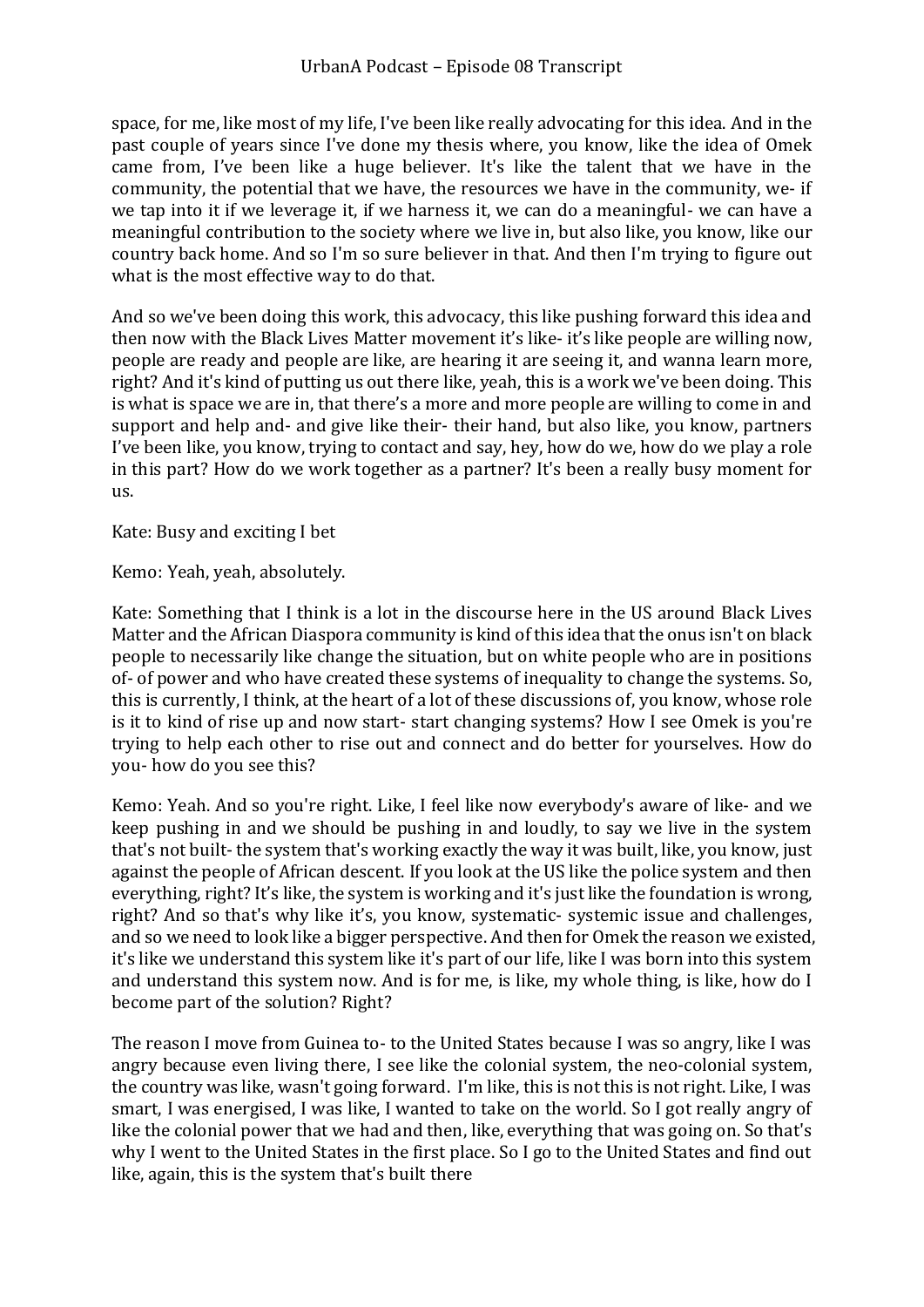space, for me, like most of my life, I've been like really advocating for this idea. And in the past couple of years since I've done my thesis where, you know, like the idea of Omek came from, I've been like a huge believer. It's like the talent that we have in the community, the potential that we have, the resources we have in the community, we- if we tap into it if we leverage it, if we harness it, we can do a meaningful- we can have a meaningful contribution to the society where we live in, but also like, you know, like our country back home. And so I'm so sure believer in that. And then I'm trying to figure out what is the most effective way to do that.

And so we've been doing this work, this advocacy, this like pushing forward this idea and then now with the Black Lives Matter movement it's like- it's like people are willing now, people are ready and people are like, are hearing it are seeing it, and wanna learn more, right? And it's kind of putting us out there like, yeah, this is a work we've been doing. This is what is space we are in, that there's a more and more people are willing to come in and support and help and- and give like their- their hand, but also like, you know, partners I've been like, you know, trying to contact and say, hey, how do we, how do we play a role in this part? How do we work together as a partner? It's been a really busy moment for us.

Kate: Busy and exciting I bet

Kemo: Yeah, yeah, absolutely.

Kate: Something that I think is a lot in the discourse here in the US around Black Lives Matter and the African Diaspora community is kind of this idea that the onus isn't on black people to necessarily like change the situation, but on white people who are in positions of- of power and who have created these systems of inequality to change the systems. So, this is currently, I think, at the heart of a lot of these discussions of, you know, whose role is it to kind of rise up and now start- start changing systems? How I see Omek is you're trying to help each other to rise out and connect and do better for yourselves. How do you- how do you see this?

Kemo: Yeah. And so you're right. Like, I feel like now everybody's aware of like- and we keep pushing in and we should be pushing in and loudly, to say we live in the system that's not built- the system that's working exactly the way it was built, like, you know, just against the people of African descent. If you look at the US like the police system and then everything, right? It's like, the system is working and it's just like the foundation is wrong, right? And so that's why like it's, you know, systematic- systemic issue and challenges, and so we need to look like a bigger perspective. And then for Omek the reason we existed, it's like we understand this system like it's part of our life, like I was born into this system and understand this system now. And is for me, is like, my whole thing, is like, how do I become part of the solution? Right?

The reason I move from Guinea to- to the United States because I was so angry, like I was angry because even living there, I see like the colonial system, the neo-colonial system, the country was like, wasn't going forward. I'm like, this is not this is not right. Like, I was smart, I was energised, I was like, I wanted to take on the world. So I got really angry of like the colonial power that we had and then, like, everything that was going on. So that's why I went to the United States in the first place. So I go to the United States and find out like, again, this is the system that's built there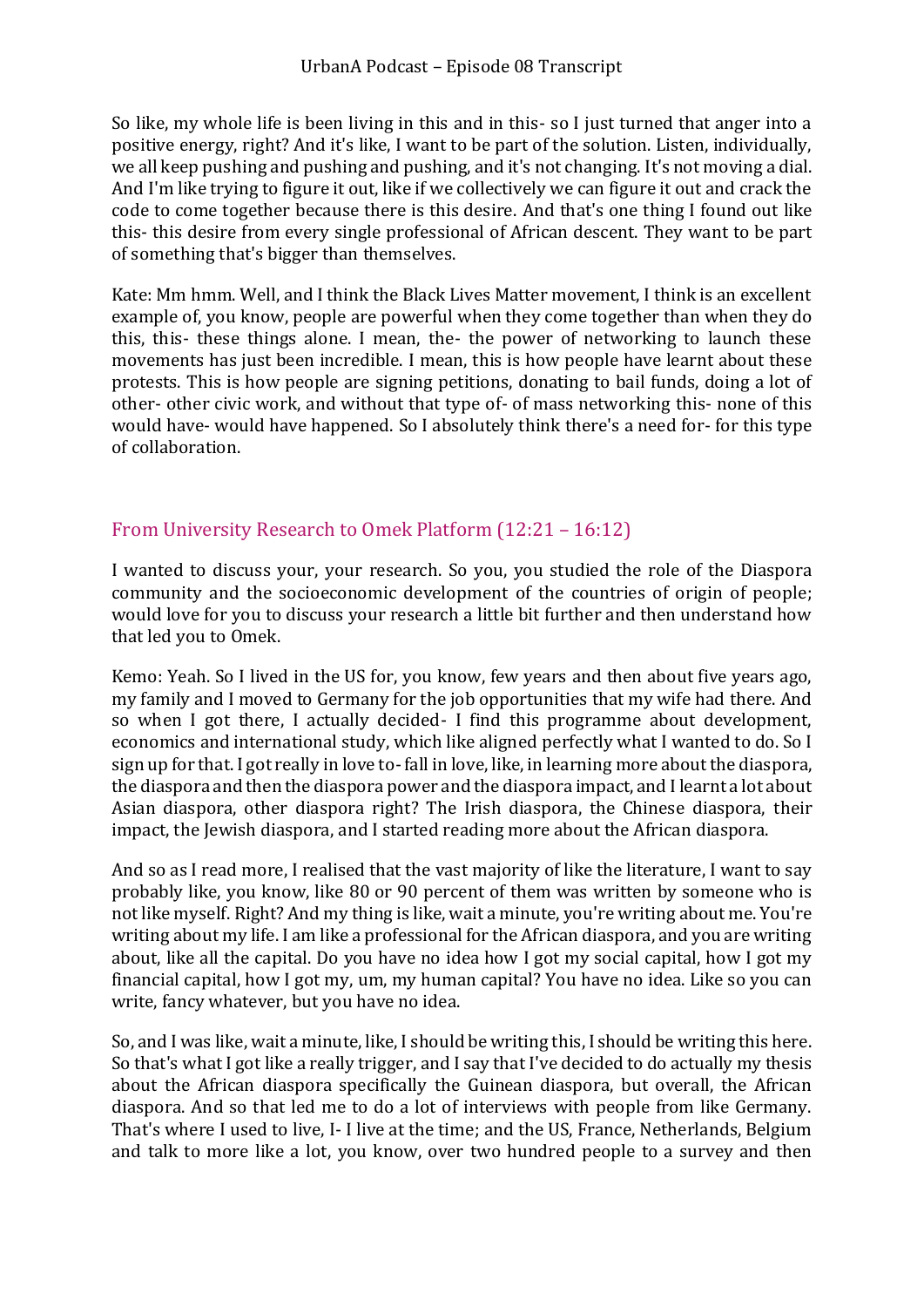So like, my whole life is been living in this and in this- so I just turned that anger into a positive energy, right? And it's like, I want to be part of the solution. Listen, individually, we all keep pushing and pushing and pushing, and it's not changing. It's not moving a dial. And I'm like trying to figure it out, like if we collectively we can figure it out and crack the code to come together because there is this desire. And that's one thing I found out like this- this desire from every single professional of African descent. They want to be part of something that's bigger than themselves.

Kate: Mm hmm. Well, and I think the Black Lives Matter movement, I think is an excellent example of, you know, people are powerful when they come together than when they do this, this- these things alone. I mean, the- the power of networking to launch these movements has just been incredible. I mean, this is how people have learnt about these protests. This is how people are signing petitions, donating to bail funds, doing a lot of other- other civic work, and without that type of- of mass networking this- none of this would have- would have happened. So I absolutely think there's a need for- for this type of collaboration.

## From University Research to Omek Platform (12:21 – 16:12)

I wanted to discuss your, your research. So you, you studied the role of the Diaspora community and the socioeconomic development of the countries of origin of people; would love for you to discuss your research a little bit further and then understand how that led you to Omek.

Kemo: Yeah. So I lived in the US for, you know, few years and then about five years ago, my family and I moved to Germany for the job opportunities that my wife had there. And so when I got there, I actually decided- I find this programme about development, economics and international study, which like aligned perfectly what I wanted to do. So I sign up for that. I got really in love to- fall in love, like, in learning more about the diaspora, the diaspora and then the diaspora power and the diaspora impact, and I learnt a lot about Asian diaspora, other diaspora right? The Irish diaspora, the Chinese diaspora, their impact, the Jewish diaspora, and I started reading more about the African diaspora.

And so as I read more, I realised that the vast majority of like the literature, I want to say probably like, you know, like 80 or 90 percent of them was written by someone who is not like myself. Right? And my thing is like, wait a minute, you're writing about me. You're writing about my life. I am like a professional for the African diaspora, and you are writing about, like all the capital. Do you have no idea how I got my social capital, how I got my financial capital, how I got my, um, my human capital? You have no idea. Like so you can write, fancy whatever, but you have no idea.

So, and I was like, wait a minute, like, I should be writing this, I should be writing this here. So that's what I got like a really trigger, and I say that I've decided to do actually my thesis about the African diaspora specifically the Guinean diaspora, but overall, the African diaspora. And so that led me to do a lot of interviews with people from like Germany. That's where I used to live, I- I live at the time; and the US, France, Netherlands, Belgium and talk to more like a lot, you know, over two hundred people to a survey and then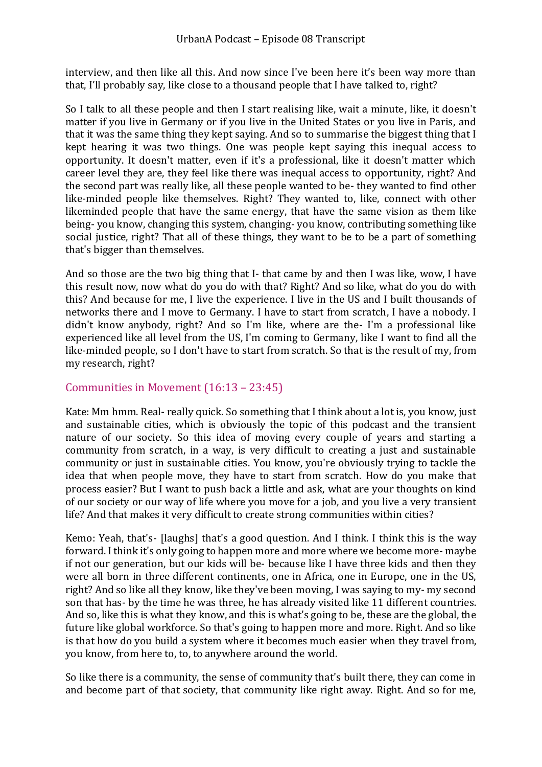interview, and then like all this. And now since I've been here it's been way more than that, I'll probably say, like close to a thousand people that I have talked to, right?

So I talk to all these people and then I start realising like, wait a minute, like, it doesn't matter if you live in Germany or if you live in the United States or you live in Paris, and that it was the same thing they kept saying. And so to summarise the biggest thing that I kept hearing it was two things. One was people kept saying this inequal access to opportunity. It doesn't matter, even if it's a professional, like it doesn't matter which career level they are, they feel like there was inequal access to opportunity, right? And the second part was really like, all these people wanted to be- they wanted to find other like-minded people like themselves. Right? They wanted to, like, connect with other likeminded people that have the same energy, that have the same vision as them like being- you know, changing this system, changing- you know, contributing something like social justice, right? That all of these things, they want to be to be a part of something that's bigger than themselves.

And so those are the two big thing that I- that came by and then I was like, wow, I have this result now, now what do you do with that? Right? And so like, what do you do with this? And because for me, I live the experience. I live in the US and I built thousands of networks there and I move to Germany. I have to start from scratch, I have a nobody. I didn't know anybody, right? And so I'm like, where are the- I'm a professional like experienced like all level from the US, I'm coming to Germany, like I want to find all the like-minded people, so I don't have to start from scratch. So that is the result of my, from my research, right?

## Communities in Movement (16:13 – 23:45)

Kate: Mm hmm. Real- really quick. So something that I think about a lot is, you know, just and sustainable cities, which is obviously the topic of this podcast and the transient nature of our society. So this idea of moving every couple of years and starting a community from scratch, in a way, is very difficult to creating a just and sustainable community or just in sustainable cities. You know, you're obviously trying to tackle the idea that when people move, they have to start from scratch. How do you make that process easier? But I want to push back a little and ask, what are your thoughts on kind of our society or our way of life where you move for a job, and you live a very transient life? And that makes it very difficult to create strong communities within cities?

Kemo: Yeah, that's- [laughs] that's a good question. And I think. I think this is the way forward. I think it's only going to happen more and more where we become more- maybe if not our generation, but our kids will be- because like I have three kids and then they were all born in three different continents, one in Africa, one in Europe, one in the US, right? And so like all they know, like they've been moving, I was saying to my- my second son that has- by the time he was three, he has already visited like 11 different countries. And so, like this is what they know, and this is what's going to be, these are the global, the future like global workforce. So that's going to happen more and more. Right. And so like is that how do you build a system where it becomes much easier when they travel from, you know, from here to, to, to anywhere around the world.

So like there is a community, the sense of community that's built there, they can come in and become part of that society, that community like right away. Right. And so for me,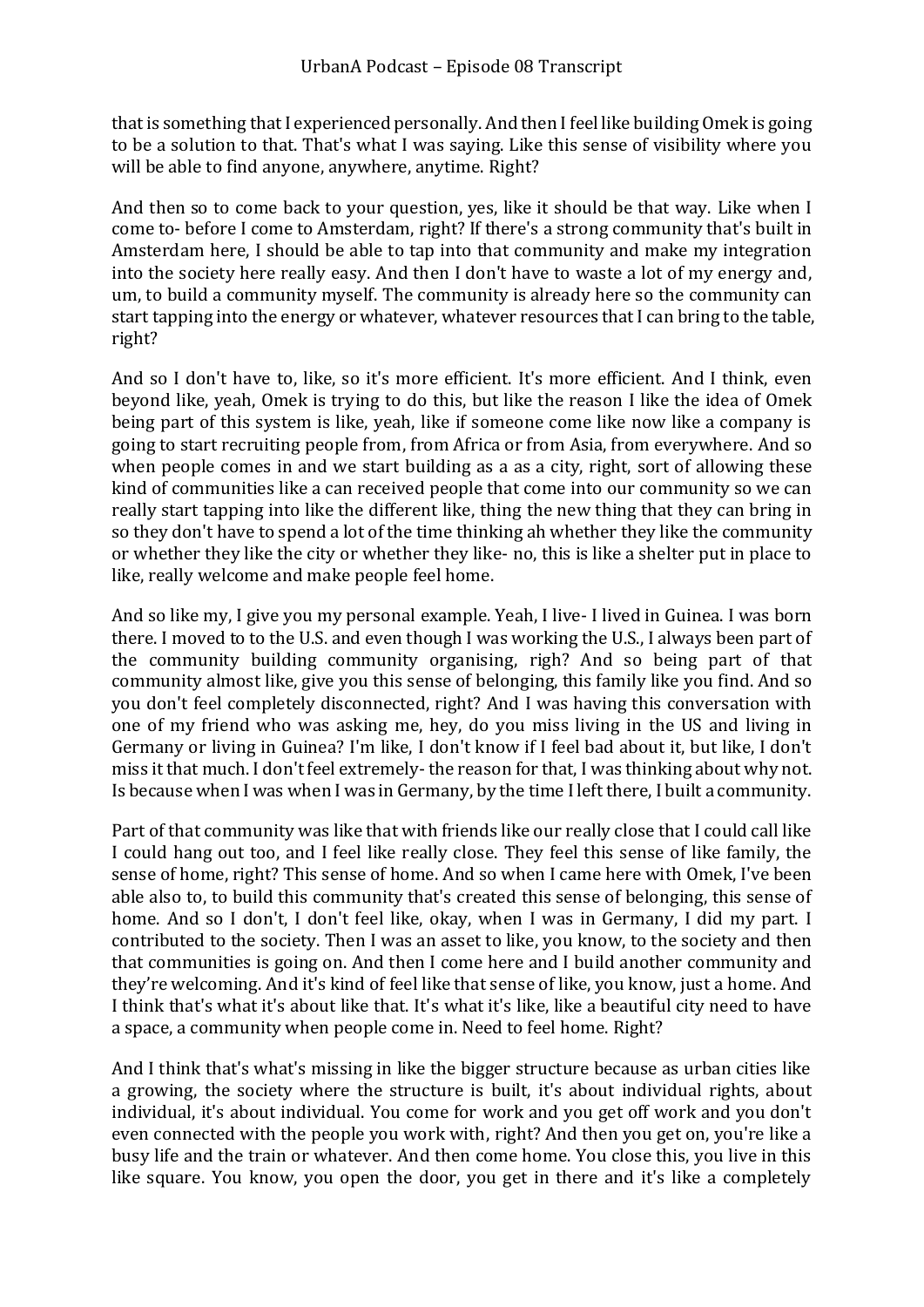that is something that I experienced personally. And then I feel like building Omek is going to be a solution to that. That's what I was saying. Like this sense of visibility where you will be able to find anyone, anywhere, anytime. Right?

And then so to come back to your question, yes, like it should be that way. Like when I come to- before I come to Amsterdam, right? If there's a strong community that's built in Amsterdam here, I should be able to tap into that community and make my integration into the society here really easy. And then I don't have to waste a lot of my energy and, um, to build a community myself. The community is already here so the community can start tapping into the energy or whatever, whatever resources that I can bring to the table, right?

And so I don't have to, like, so it's more efficient. It's more efficient. And I think, even beyond like, yeah, Omek is trying to do this, but like the reason I like the idea of Omek being part of this system is like, yeah, like if someone come like now like a company is going to start recruiting people from, from Africa or from Asia, from everywhere. And so when people comes in and we start building as a as a city, right, sort of allowing these kind of communities like a can received people that come into our community so we can really start tapping into like the different like, thing the new thing that they can bring in so they don't have to spend a lot of the time thinking ah whether they like the community or whether they like the city or whether they like- no, this is like a shelter put in place to like, really welcome and make people feel home.

And so like my, I give you my personal example. Yeah, I live- I lived in Guinea. I was born there. I moved to to the U.S. and even though I was working the U.S., I always been part of the community building community organising, righ? And so being part of that community almost like, give you this sense of belonging, this family like you find. And so you don't feel completely disconnected, right? And I was having this conversation with one of my friend who was asking me, hey, do you miss living in the US and living in Germany or living in Guinea? I'm like, I don't know if I feel bad about it, but like, I don't miss it that much. I don't feel extremely- the reason for that, I was thinking about why not. Is because when I was when I was in Germany, by the time I left there, I built a community.

Part of that community was like that with friends like our really close that I could call like I could hang out too, and I feel like really close. They feel this sense of like family, the sense of home, right? This sense of home. And so when I came here with Omek, I've been able also to, to build this community that's created this sense of belonging, this sense of home. And so I don't, I don't feel like, okay, when I was in Germany, I did my part. I contributed to the society. Then I was an asset to like, you know, to the society and then that communities is going on. And then I come here and I build another community and they're welcoming. And it's kind of feel like that sense of like, you know, just a home. And I think that's what it's about like that. It's what it's like, like a beautiful city need to have a space, a community when people come in. Need to feel home. Right?

And I think that's what's missing in like the bigger structure because as urban cities like a growing, the society where the structure is built, it's about individual rights, about individual, it's about individual. You come for work and you get off work and you don't even connected with the people you work with, right? And then you get on, you're like a busy life and the train or whatever. And then come home. You close this, you live in this like square. You know, you open the door, you get in there and it's like a completely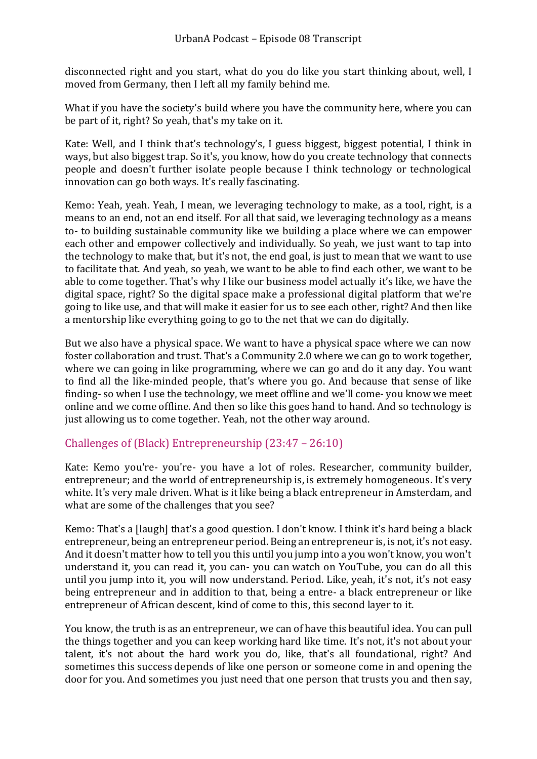disconnected right and you start, what do you do like you start thinking about, well, I moved from Germany, then I left all my family behind me.

What if you have the society's build where you have the community here, where you can be part of it, right? So yeah, that's my take on it.

Kate: Well, and I think that's technology's, I guess biggest, biggest potential, I think in ways, but also biggest trap. So it's, you know, how do you create technology that connects people and doesn't further isolate people because I think technology or technological innovation can go both ways. It's really fascinating.

Kemo: Yeah, yeah. Yeah, I mean, we leveraging technology to make, as a tool, right, is a means to an end, not an end itself. For all that said, we leveraging technology as a means to- to building sustainable community like we building a place where we can empower each other and empower collectively and individually. So yeah, we just want to tap into the technology to make that, but it's not, the end goal, is just to mean that we want to use to facilitate that. And yeah, so yeah, we want to be able to find each other, we want to be able to come together. That's why I like our business model actually it's like, we have the digital space, right? So the digital space make a professional digital platform that we're going to like use, and that will make it easier for us to see each other, right? And then like a mentorship like everything going to go to the net that we can do digitally.

But we also have a physical space. We want to have a physical space where we can now foster collaboration and trust. That's a Community 2.0 where we can go to work together, where we can going in like programming, where we can go and do it any day. You want to find all the like-minded people, that's where you go. And because that sense of like finding- so when I use the technology, we meet offline and we'll come- you know we meet online and we come offline. And then so like this goes hand to hand. And so technology is just allowing us to come together. Yeah, not the other way around.

## Challenges of (Black) Entrepreneurship (23:47 – 26:10)

Kate: Kemo you're- you're- you have a lot of roles. Researcher, community builder, entrepreneur; and the world of entrepreneurship is, is extremely homogeneous. It's very white. It's very male driven. What is it like being a black entrepreneur in Amsterdam, and what are some of the challenges that you see?

Kemo: That's a [laugh] that's a good question. I don't know. I think it's hard being a black entrepreneur, being an entrepreneur period. Being an entrepreneur is, is not, it's not easy. And it doesn't matter how to tell you this until you jump into a you won't know, you won't understand it, you can read it, you can- you can watch on YouTube, you can do all this until you jump into it, you will now understand. Period. Like, yeah, it's not, it's not easy being entrepreneur and in addition to that, being a entre- a black entrepreneur or like entrepreneur of African descent, kind of come to this, this second layer to it.

You know, the truth is as an entrepreneur, we can of have this beautiful idea. You can pull the things together and you can keep working hard like time. It's not, it's not about your talent, it's not about the hard work you do, like, that's all foundational, right? And sometimes this success depends of like one person or someone come in and opening the door for you. And sometimes you just need that one person that trusts you and then say,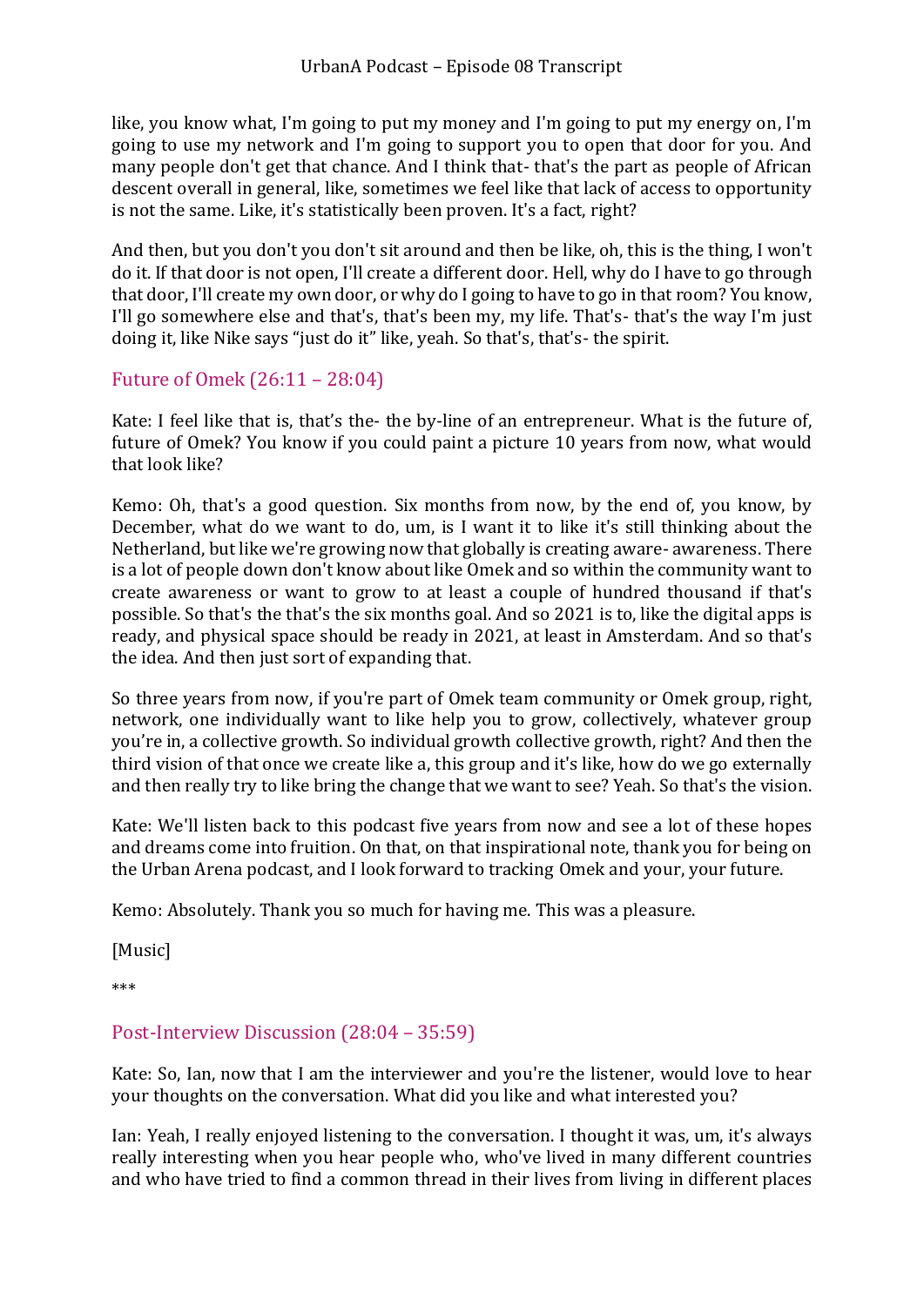like, you know what, I'm going to put my money and I'm going to put my energy on, I'm going to use my network and I'm going to support you to open that door for you. And many people don't get that chance. And I think that- that's the part as people of African descent overall in general, like, sometimes we feel like that lack of access to opportunity is not the same. Like, it's statistically been proven. It's a fact, right?

And then, but you don't you don't sit around and then be like, oh, this is the thing, I won't do it. If that door is not open, I'll create a different door. Hell, why do I have to go through that door, I'll create my own door, or why do I going to have to go in that room? You know, I'll go somewhere else and that's, that's been my, my life. That's- that's the way I'm just doing it, like Nike says "just do it" like, yeah. So that's, that's- the spirit.

## Future of Omek (26:11 – 28:04)

Kate: I feel like that is, that's the- the by-line of an entrepreneur. What is the future of, future of Omek? You know if you could paint a picture 10 years from now, what would that look like?

Kemo: Oh, that's a good question. Six months from now, by the end of, you know, by December, what do we want to do, um, is I want it to like it's still thinking about the Netherland, but like we're growing now that globally is creating aware- awareness. There is a lot of people down don't know about like Omek and so within the community want to create awareness or want to grow to at least a couple of hundred thousand if that's possible. So that's the that's the six months goal. And so 2021 is to, like the digital apps is ready, and physical space should be ready in 2021, at least in Amsterdam. And so that's the idea. And then just sort of expanding that.

So three years from now, if you're part of Omek team community or Omek group, right, network, one individually want to like help you to grow, collectively, whatever group you're in, a collective growth. So individual growth collective growth, right? And then the third vision of that once we create like a, this group and it's like, how do we go externally and then really try to like bring the change that we want to see? Yeah. So that's the vision.

Kate: We'll listen back to this podcast five years from now and see a lot of these hopes and dreams come into fruition. On that, on that inspirational note, thank you for being on the Urban Arena podcast, and I look forward to tracking Omek and your, your future.

Kemo: Absolutely. Thank you so much for having me. This was a pleasure.

[Music]

***

## Post-Interview Discussion (28:04 – 35:59)

Kate: So, Ian, now that I am the interviewer and you're the listener, would love to hear your thoughts on the conversation. What did you like and what interested you?

Ian: Yeah, I really enjoyed listening to the conversation. I thought it was, um, it's always really interesting when you hear people who, who've lived in many different countries and who have tried to find a common thread in their lives from living in different places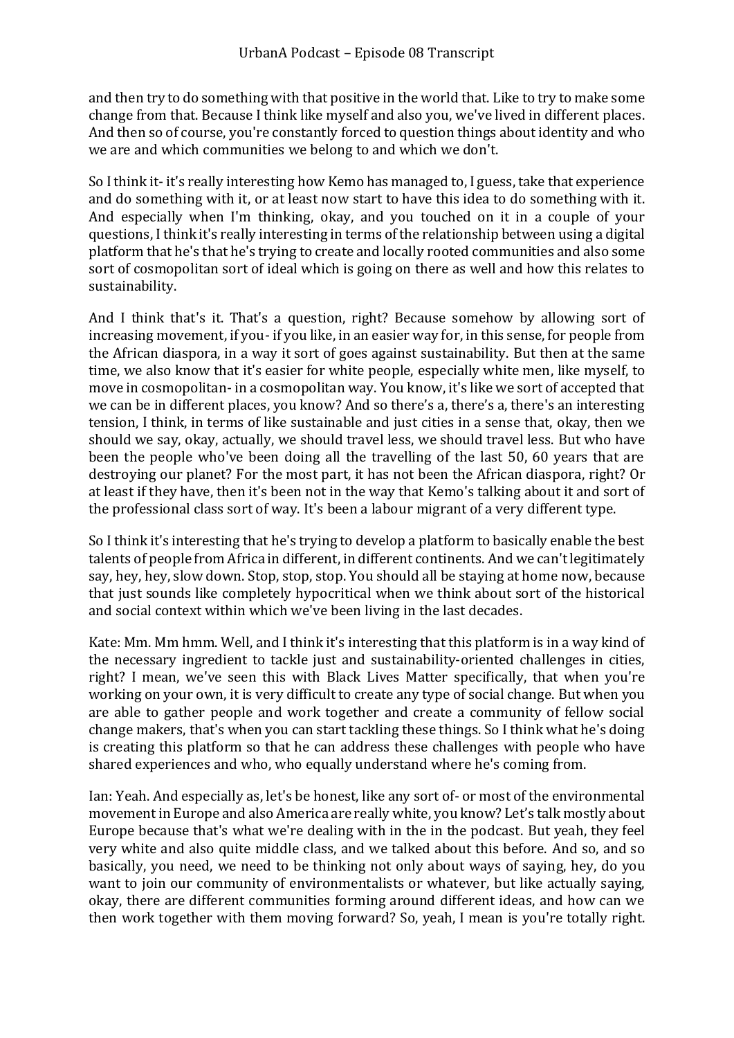and then try to do something with that positive in the world that. Like to try to make some change from that. Because I think like myself and also you, we've lived in different places. And then so of course, you're constantly forced to question things about identity and who we are and which communities we belong to and which we don't.

So I think it- it's really interesting how Kemo has managed to, I guess, take that experience and do something with it, or at least now start to have this idea to do something with it. And especially when I'm thinking, okay, and you touched on it in a couple of your questions, I think it's really interesting in terms of the relationship between using a digital platform that he's that he's trying to create and locally rooted communities and also some sort of cosmopolitan sort of ideal which is going on there as well and how this relates to sustainability.

And I think that's it. That's a question, right? Because somehow by allowing sort of increasing movement, if you- if you like, in an easier way for, in this sense, for people from the African diaspora, in a way it sort of goes against sustainability. But then at the same time, we also know that it's easier for white people, especially white men, like myself, to move in cosmopolitan- in a cosmopolitan way. You know, it's like we sort of accepted that we can be in different places, you know? And so there's a, there's a, there's an interesting tension, I think, in terms of like sustainable and just cities in a sense that, okay, then we should we say, okay, actually, we should travel less, we should travel less. But who have been the people who've been doing all the travelling of the last 50, 60 years that are destroying our planet? For the most part, it has not been the African diaspora, right? Or at least if they have, then it's been not in the way that Kemo's talking about it and sort of the professional class sort of way. It's been a labour migrant of a very different type.

So I think it's interesting that he's trying to develop a platform to basically enable the best talents of people from Africa in different, in different continents. And we can't legitimately say, hey, hey, slow down. Stop, stop, stop. You should all be staying at home now, because that just sounds like completely hypocritical when we think about sort of the historical and social context within which we've been living in the last decades.

Kate: Mm. Mm hmm. Well, and I think it's interesting that this platform is in a way kind of the necessary ingredient to tackle just and sustainability-oriented challenges in cities, right? I mean, we've seen this with Black Lives Matter specifically, that when you're working on your own, it is very difficult to create any type of social change. But when you are able to gather people and work together and create a community of fellow social change makers, that's when you can start tackling these things. So I think what he's doing is creating this platform so that he can address these challenges with people who have shared experiences and who, who equally understand where he's coming from.

Ian: Yeah. And especially as, let's be honest, like any sort of- or most of the environmental movement in Europe and also America are really white, you know? Let's talk mostly about Europe because that's what we're dealing with in the in the podcast. But yeah, they feel very white and also quite middle class, and we talked about this before. And so, and so basically, you need, we need to be thinking not only about ways of saying, hey, do you want to join our community of environmentalists or whatever, but like actually saying, okay, there are different communities forming around different ideas, and how can we then work together with them moving forward? So, yeah, I mean is you're totally right.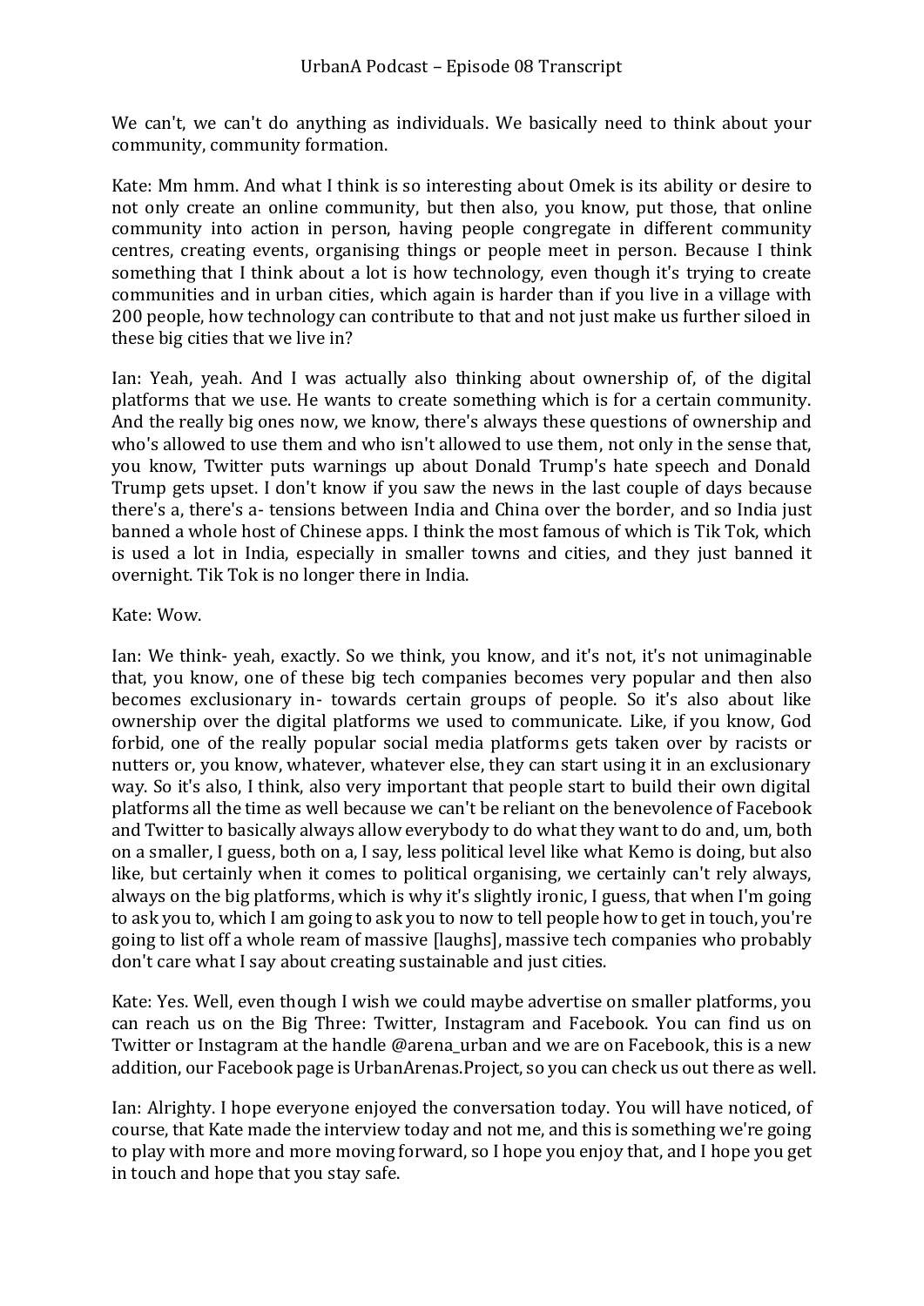We can't, we can't do anything as individuals. We basically need to think about your community, community formation.

Kate: Mm hmm. And what I think is so interesting about Omek is its ability or desire to not only create an online community, but then also, you know, put those, that online community into action in person, having people congregate in different community centres, creating events, organising things or people meet in person. Because I think something that I think about a lot is how technology, even though it's trying to create communities and in urban cities, which again is harder than if you live in a village with 200 people, how technology can contribute to that and not just make us further siloed in these big cities that we live in?

Ian: Yeah, yeah. And I was actually also thinking about ownership of, of the digital platforms that we use. He wants to create something which is for a certain community. And the really big ones now, we know, there's always these questions of ownership and who's allowed to use them and who isn't allowed to use them, not only in the sense that, you know, Twitter puts warnings up about Donald Trump's hate speech and Donald Trump gets upset. I don't know if you saw the news in the last couple of days because there's a, there's a- tensions between India and China over the border, and so India just banned a whole host of Chinese apps. I think the most famous of which is Tik Tok, which is used a lot in India, especially in smaller towns and cities, and they just banned it overnight. Tik Tok is no longer there in India.

Kate: Wow.

Ian: We think- yeah, exactly. So we think, you know, and it's not, it's not unimaginable that, you know, one of these big tech companies becomes very popular and then also becomes exclusionary in- towards certain groups of people. So it's also about like ownership over the digital platforms we used to communicate. Like, if you know, God forbid, one of the really popular social media platforms gets taken over by racists or nutters or, you know, whatever, whatever else, they can start using it in an exclusionary way. So it's also, I think, also very important that people start to build their own digital platforms all the time as well because we can't be reliant on the benevolence of Facebook and Twitter to basically always allow everybody to do what they want to do and, um, both on a smaller, I guess, both on a, I say, less political level like what Kemo is doing, but also like, but certainly when it comes to political organising, we certainly can't rely always, always on the big platforms, which is why it's slightly ironic, I guess, that when I'm going to ask you to, which I am going to ask you to now to tell people how to get in touch, you're going to list off a whole ream of massive [laughs], massive tech companies who probably don't care what I say about creating sustainable and just cities.

Kate: Yes. Well, even though I wish we could maybe advertise on smaller platforms, you can reach us on the Big Three: Twitter, Instagram and Facebook. You can find us on Twitter or Instagram at the handle @arena_urban and we are on Facebook, this is a new addition, our Facebook page is UrbanArenas.Project, so you can check us out there as well.

Ian: Alrighty. I hope everyone enjoyed the conversation today. You will have noticed, of course, that Kate made the interview today and not me, and this is something we're going to play with more and more moving forward, so I hope you enjoy that, and I hope you get in touch and hope that you stay safe.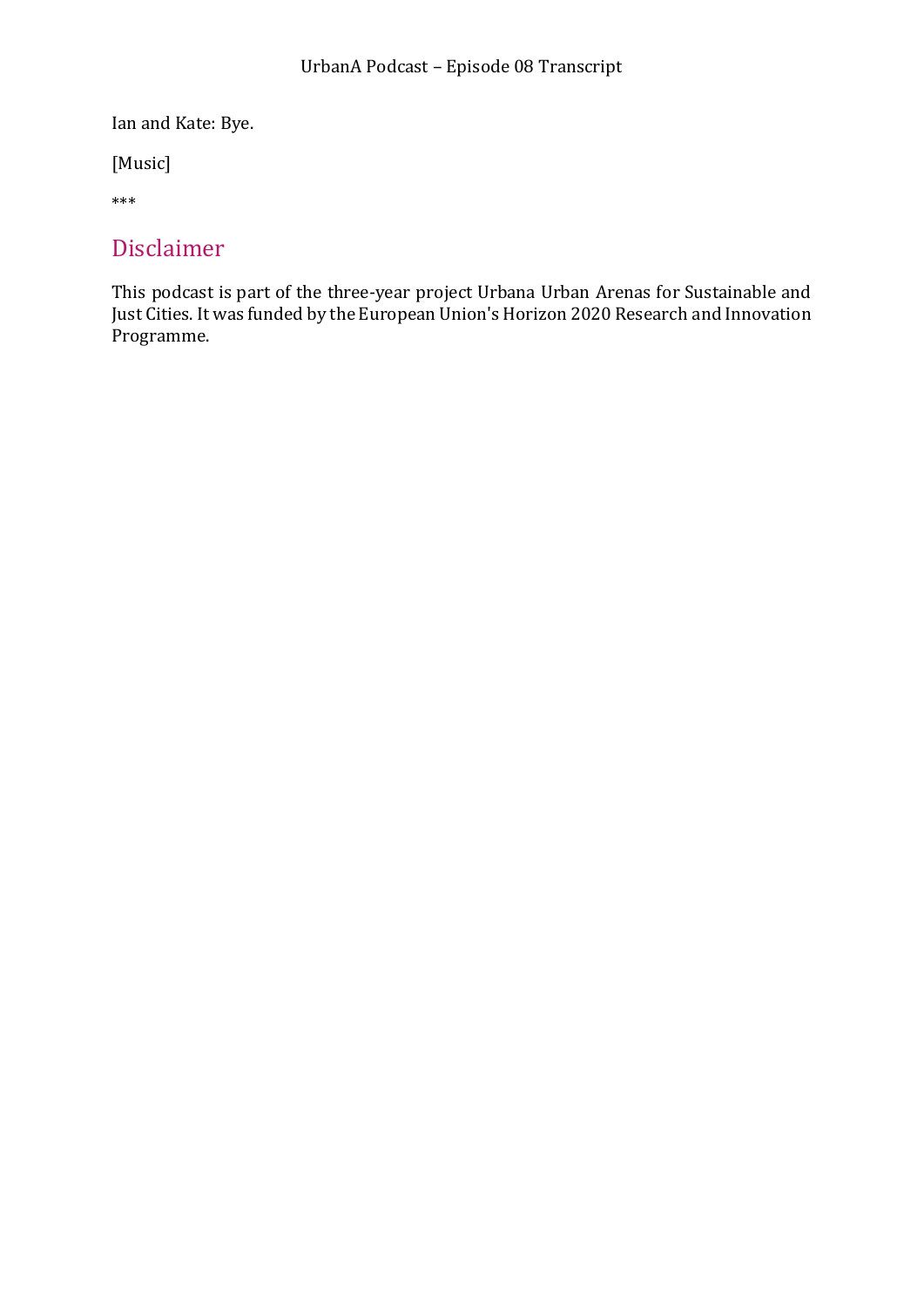Ian and Kate: Bye.

[Music]

***

## Disclaimer

This podcast is part of the three-year project Urbana Urban Arenas for Sustainable and Just Cities. It was funded by the European Union's Horizon 2020 Research and Innovation Programme.